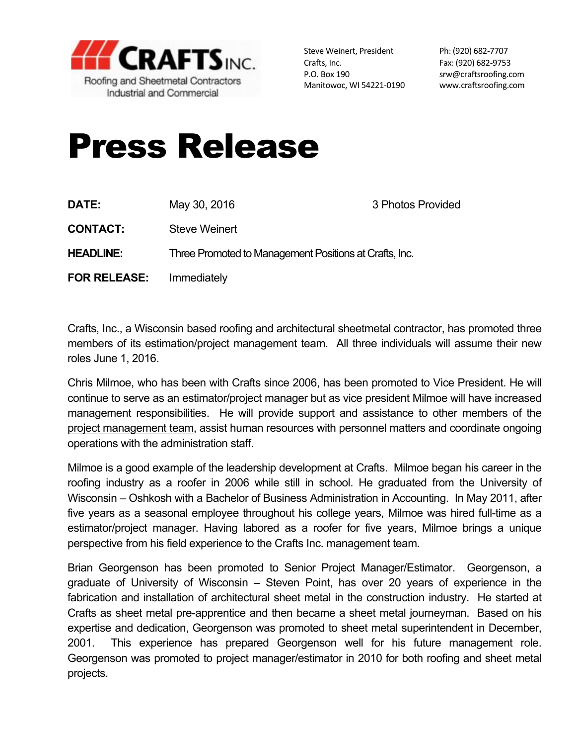**CRAFTS INC.**
Roofing and Sheetmetal Contractors
Industrial and Commercial

Steve Weinert, President
Crafts, Inc.
P.O. Box 190
Manitowoc, WI 54221-0190

Ph: (920) 682-7707
Fax: (920) 682-9753
srw@craftsroofing.com
www.craftsroofing.com

# Press Release

| | | |
|---|---|---|
| **DATE:** | May 30, 2016 | 3 Photos Provided |
| **CONTACT:** | Steve Weinert | |
| **HEADLINE:** | Three Promoted to Management Positions at Crafts, Inc. | |
| **FOR RELEASE:** | Immediately | |

Crafts, Inc., a Wisconsin based roofing and architectural sheetmetal contractor, has promoted three members of its estimation/project management team. All three individuals will assume their new roles June 1, 2016.

Chris Milmoe, who has been with Crafts since 2006, has been promoted to Vice President. He will continue to serve as an estimator/project manager but as vice president Milmoe will have increased management responsibilities. He will provide support and assistance to other members of the project management team, assist human resources with personnel matters and coordinate ongoing operations with the administration staff.

Milmoe is a good example of the leadership development at Crafts. Milmoe began his career in the roofing industry as a roofer in 2006 while still in school. He graduated from the University of Wisconsin – Oshkosh with a Bachelor of Business Administration in Accounting. In May 2011, after five years as a seasonal employee throughout his college years, Milmoe was hired full-time as a estimator/project manager. Having labored as a roofer for five years, Milmoe brings a unique perspective from his field experience to the Crafts Inc. management team.

Brian Georgenson has been promoted to Senior Project Manager/Estimator. Georgenson, a graduate of University of Wisconsin – Steven Point, has over 20 years of experience in the fabrication and installation of architectural sheet metal in the construction industry. He started at Crafts as sheet metal pre-apprentice and then became a sheet metal journeyman. Based on his expertise and dedication, Georgenson was promoted to sheet metal superintendent in December, 2001. This experience has prepared Georgenson well for his future management role. Georgenson was promoted to project manager/estimator in 2010 for both roofing and sheet metal projects.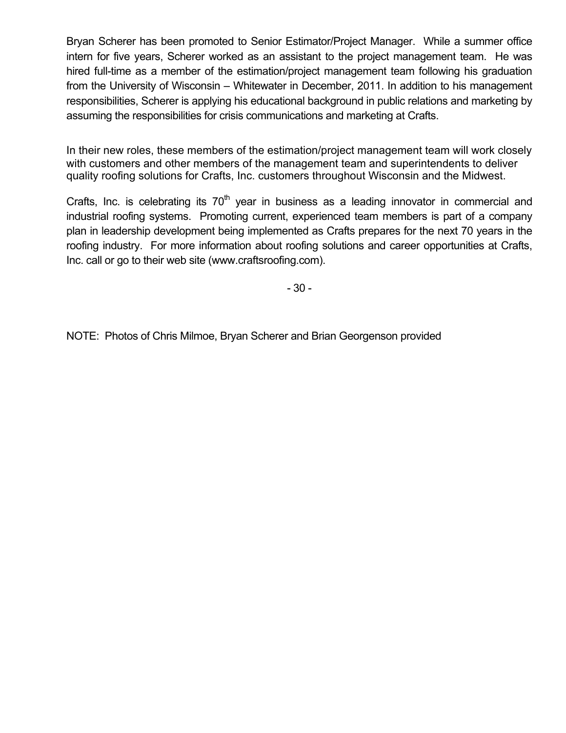Bryan Scherer has been promoted to Senior Estimator/Project Manager. While a summer office intern for five years, Scherer worked as an assistant to the project management team. He was hired full-time as a member of the estimation/project management team following his graduation from the University of Wisconsin – Whitewater in December, 2011. In addition to his management responsibilities, Scherer is applying his educational background in public relations and marketing by assuming the responsibilities for crisis communications and marketing at Crafts.

In their new roles, these members of the estimation/project management team will work closely with customers and other members of the management team and superintendents to deliver quality roofing solutions for Crafts, Inc. customers throughout Wisconsin and the Midwest.

Crafts, Inc. is celebrating its 70th year in business as a leading innovator in commercial and industrial roofing systems. Promoting current, experienced team members is part of a company plan in leadership development being implemented as Crafts prepares for the next 70 years in the roofing industry. For more information about roofing solutions and career opportunities at Crafts, Inc. call or go to their web site (www.craftsroofing.com).

\- 30 -

NOTE: Photos of Chris Milmoe, Bryan Scherer and Brian Georgenson provided